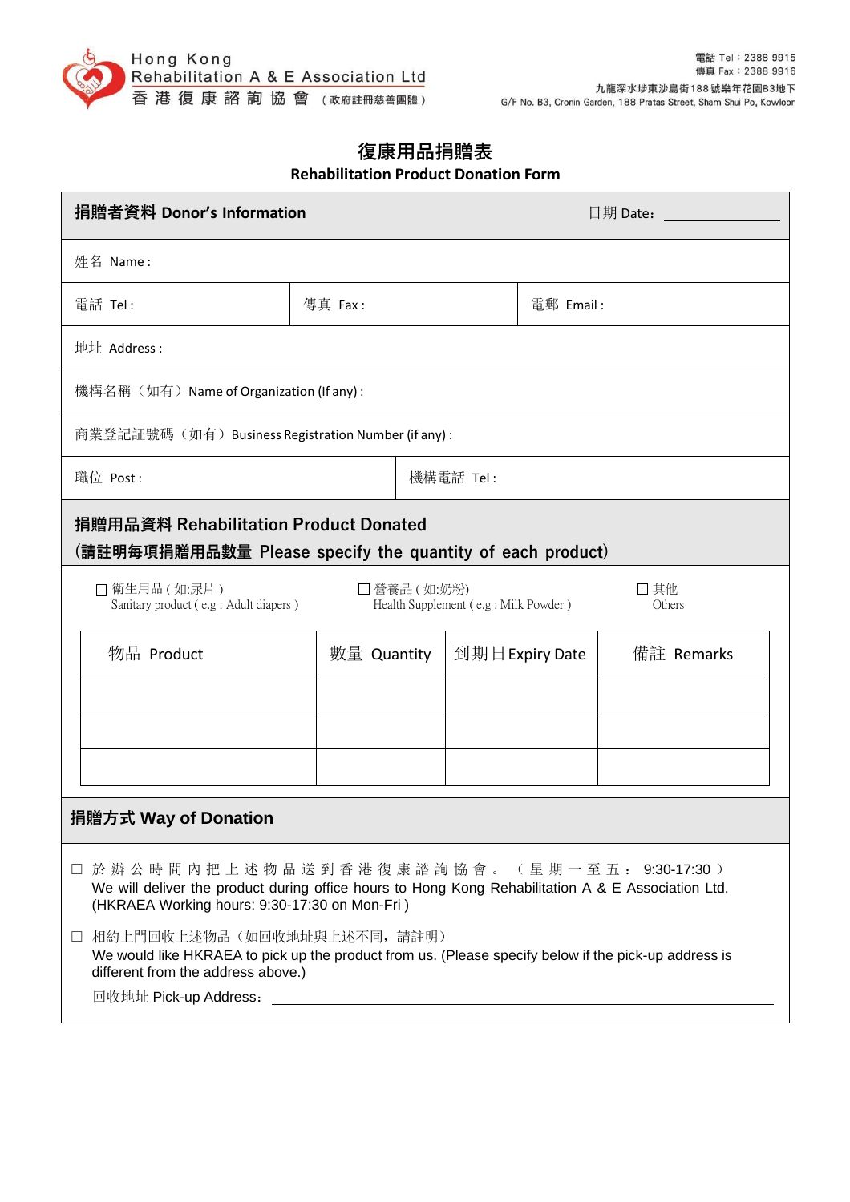Hong Kong Rehabilitation A & E Association Ltd
香港復康諮詢協會 (政府註冊慈善團體)

電話 Tel：2388 9915
傳真 Fax：2388 9916
九龍深水埗東沙島街188號樂年花園B3地下
G/F No. B3, Cronin Garden, 188 Pratas Street, Sham Shui Po, Kowloon

# 復康用品捐贈表
## Rehabilitation Product Donation Form

### 捐贈者資料 Donor's Information

日期 Date: ______________

姓名 Name :

| 電話 Tel : | 傳真 Fax : | 電郵 Email : |
|---|---|---|

地址 Address :

機構名稱（如有）Name of Organization (If any) :

商業登記証號碼（如有）Business Registration Number (if any) :

| 職位 Post : | 機構電話 Tel : |
|---|---|

### 捐贈用品資料 Rehabilitation Product Donated
**(請註明每項捐贈用品數量 Please specify the quantity of each product)**

☐ 衛生用品 ( 如:尿片 ) Sanitary product ( e.g : Adult diapers )
☐ 營養品 ( 如:奶粉) Health Supplement ( e.g : Milk Powder )
☐ 其他 Others

| 物品 Product | 數量 Quantity | 到期日 Expiry Date | 備註 Remarks |
|---|---|---|---|
| | | | |
| | | | |
| | | | |

### 捐贈方式 Way of Donation

☐ 於辦公時間內把上述物品送到香港復康諮詢協會。（星期一至五：9:30-17:30）
We will deliver the product during office hours to Hong Kong Rehabilitation A & E Association Ltd. (HKRAEA Working hours: 9:30-17:30 on Mon-Fri )

☐ 相約上門回收上述物品（如回收地址與上述不同，請註明）
We would like HKRAEA to pick up the product from us. (Please specify below if the pick-up address is different from the address above.)

回收地址 Pick-up Address: ______________________________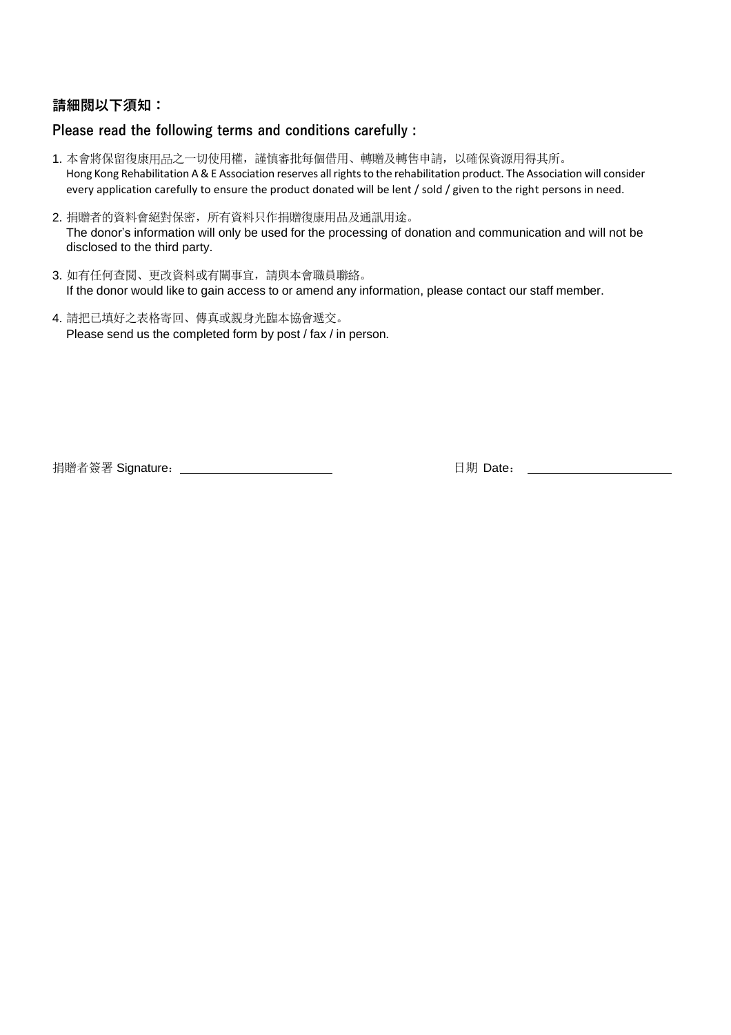**請細閱以下須知：**

**Please read the following terms and conditions carefully :**

1. 本會將保留復康用品之一切使用權，謹慎審批每個借用、轉贈及轉售申請，以確保資源用得其所。
   Hong Kong Rehabilitation A & E Association reserves all rights to the rehabilitation product. The Association will consider every application carefully to ensure the product donated will be lent / sold / given to the right persons in need.
2. 捐贈者的資料會絕對保密，所有資料只作捐贈復康用品及通訊用途。
   The donor's information will only be used for the processing of donation and communication and will not be disclosed to the third party.
3. 如有任何查閱、更改資料或有關事宜，請與本會職員聯絡。
   If the donor would like to gain access to or amend any information, please contact our staff member.
4. 請把已填好之表格寄回、傳真或親身光臨本協會遞交。
   Please send us the completed form by post / fax / in person.

捐贈者簽署 Signature：______________________ 日期 Date：______________________